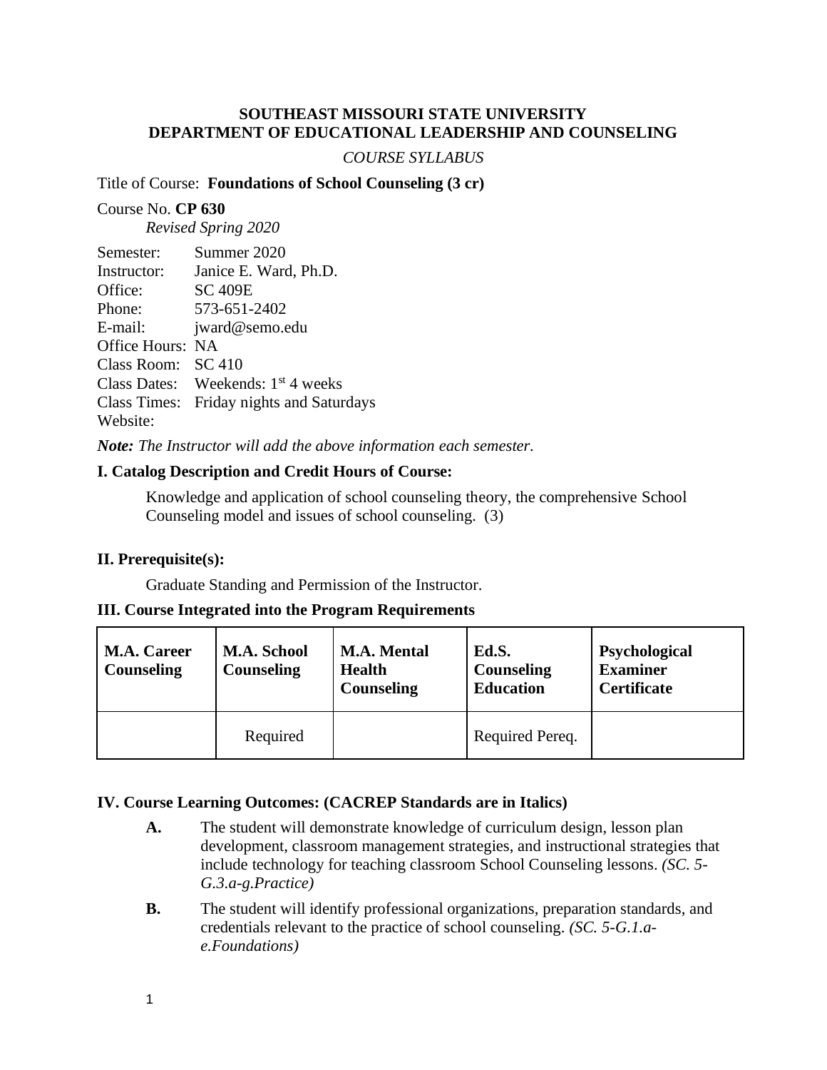**SOUTHEAST MISSOURI STATE UNIVERSITY**
**DEPARTMENT OF EDUCATIONAL LEADERSHIP AND COUNSELING**

*COURSE SYLLABUS*

Title of Course: **Foundations of School Counseling (3 cr)**

Course No. **CP 630**
*Revised Spring 2020*

Semester: Summer 2020
Instructor: Janice E. Ward, Ph.D.
Office: SC 409E
Phone: 573-651-2402
E-mail: jward@semo.edu
Office Hours: NA
Class Room: SC 410
Class Dates: Weekends: 1st 4 weeks
Class Times: Friday nights and Saturdays
Website:

***Note:*** *The Instructor will add the above information each semester.*

**I. Catalog Description and Credit Hours of Course:**

Knowledge and application of school counseling theory, the comprehensive School Counseling model and issues of school counseling. (3)

**II. Prerequisite(s):**

Graduate Standing and Permission of the Instructor.

**III. Course Integrated into the Program Requirements**

| M.A. Career Counseling | M.A. School Counseling | M.A. Mental Health Counseling | Ed.S. Counseling Education | Psychological Examiner Certificate |
|---|---|---|---|---|
| | Required | | Required Pereq. | |

**IV. Course Learning Outcomes: (CACREP Standards are in Italics)**

**A.** The student will demonstrate knowledge of curriculum design, lesson plan development, classroom management strategies, and instructional strategies that include technology for teaching classroom School Counseling lessons. *(SC. 5-G.3.a-g.Practice)*

**B.** The student will identify professional organizations, preparation standards, and credentials relevant to the practice of school counseling. *(SC. 5-G.1.a-e.Foundations)*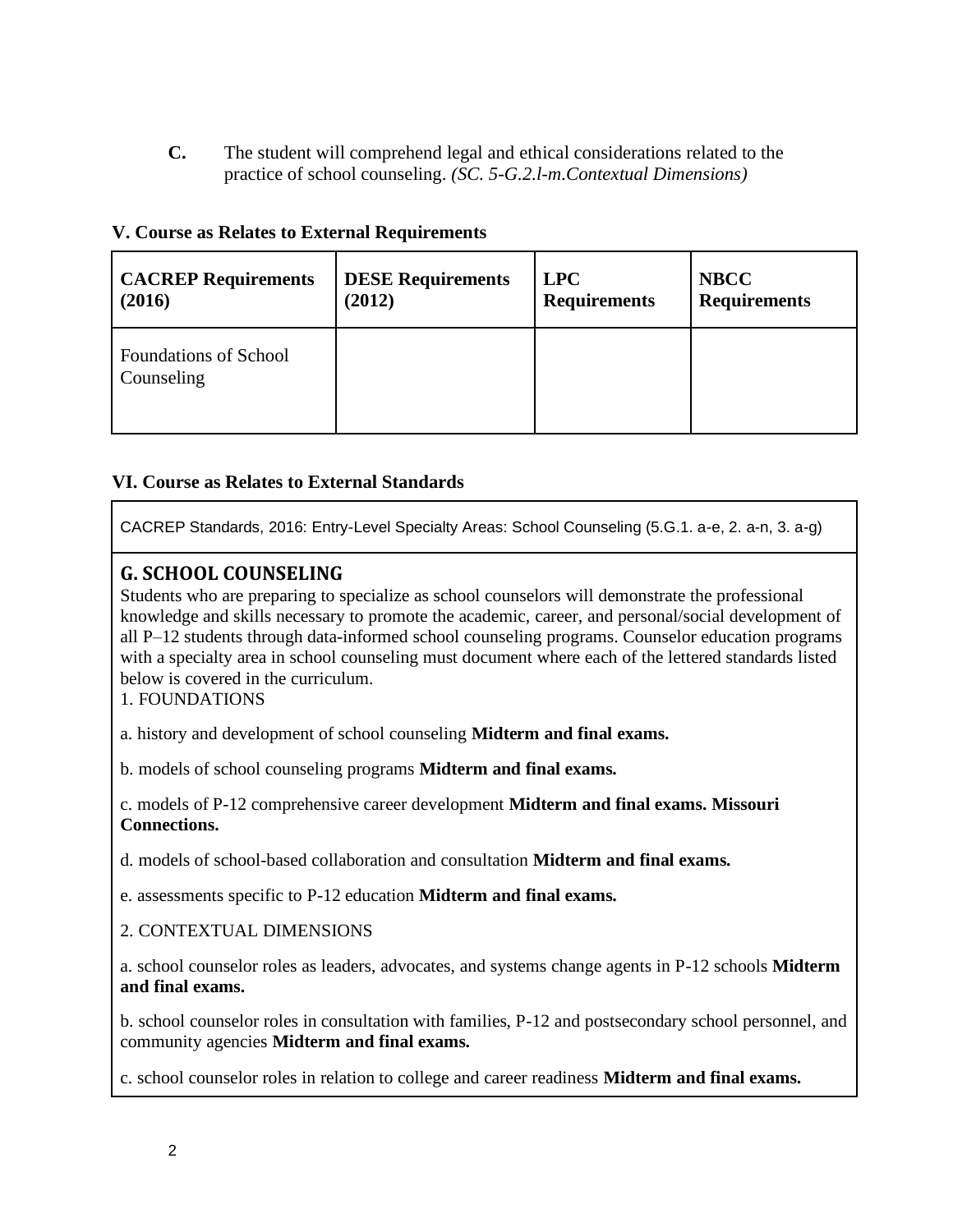**C.** The student will comprehend legal and ethical considerations related to the practice of school counseling. *(SC. 5-G.2.l-m.Contextual Dimensions)*

**V. Course as Relates to External Requirements**

| **CACREP Requirements (2016)** | **DESE Requirements (2012)** | **LPC Requirements** | **NBCC Requirements** |
|---|---|---|---|
| Foundations of School Counseling | | | |

**VI. Course as Relates to External Standards**

CACREP Standards, 2016: Entry-Level Specialty Areas: School Counseling (5.G.1. a-e, 2. a-n, 3. a-g)

## G. SCHOOL COUNSELING

Students who are preparing to specialize as school counselors will demonstrate the professional knowledge and skills necessary to promote the academic, career, and personal/social development of all P–12 students through data-informed school counseling programs. Counselor education programs with a specialty area in school counseling must document where each of the lettered standards listed below is covered in the curriculum.

1. FOUNDATIONS

a. history and development of school counseling **Midterm and final exams.**

b. models of school counseling programs **Midterm and final exams.**

c. models of P-12 comprehensive career development **Midterm and final exams. Missouri Connections.**

d. models of school-based collaboration and consultation **Midterm and final exams.**

e. assessments specific to P-12 education **Midterm and final exams.**

2. CONTEXTUAL DIMENSIONS

a. school counselor roles as leaders, advocates, and systems change agents in P-12 schools **Midterm and final exams.**

b. school counselor roles in consultation with families, P-12 and postsecondary school personnel, and community agencies **Midterm and final exams.**

c. school counselor roles in relation to college and career readiness **Midterm and final exams.**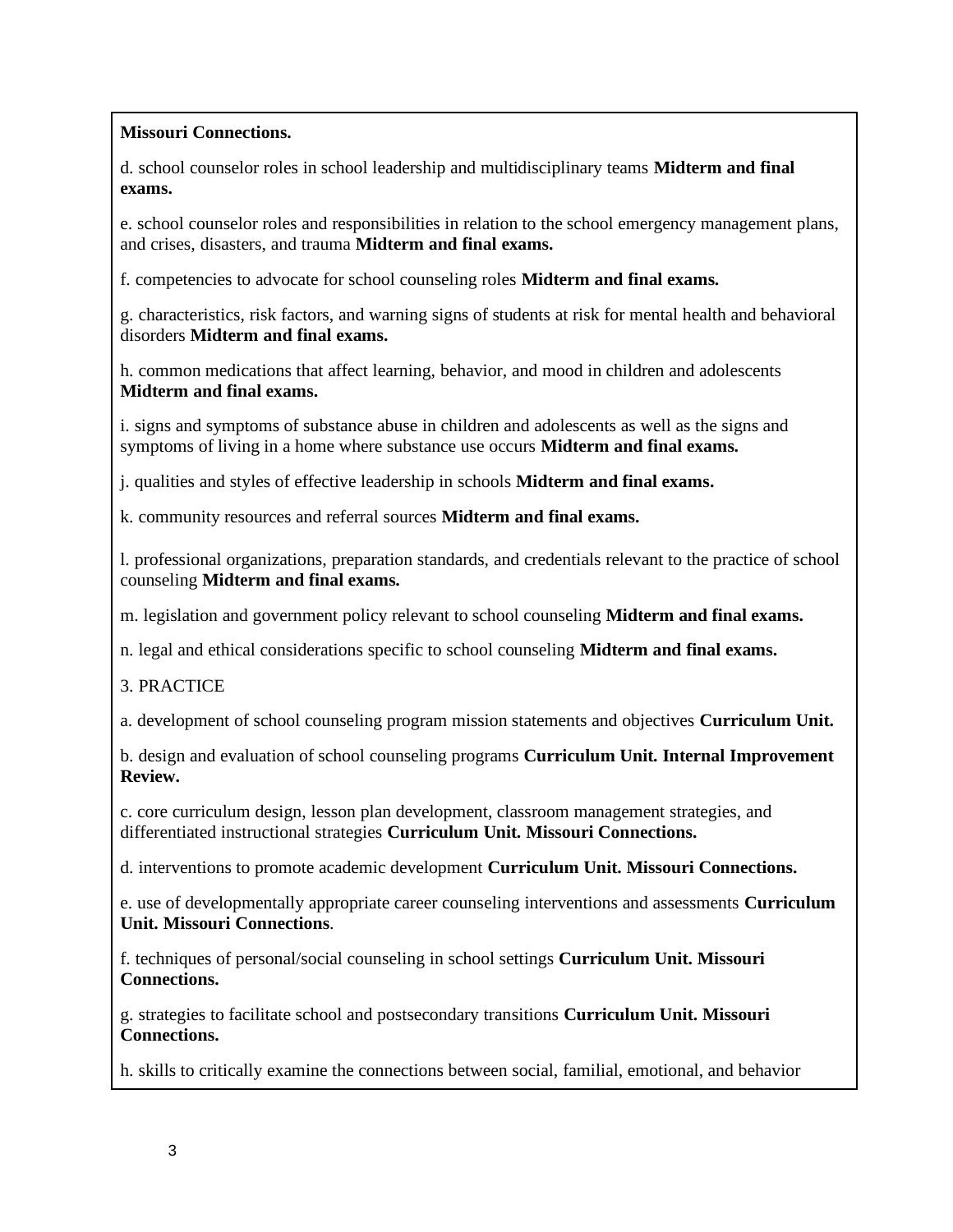**Missouri Connections.**

d. school counselor roles in school leadership and multidisciplinary teams **Midterm and final exams.**

e. school counselor roles and responsibilities in relation to the school emergency management plans, and crises, disasters, and trauma **Midterm and final exams.**

f. competencies to advocate for school counseling roles **Midterm and final exams.**

g. characteristics, risk factors, and warning signs of students at risk for mental health and behavioral disorders **Midterm and final exams.**

h. common medications that affect learning, behavior, and mood in children and adolescents **Midterm and final exams.**

i. signs and symptoms of substance abuse in children and adolescents as well as the signs and symptoms of living in a home where substance use occurs **Midterm and final exams.**

j. qualities and styles of effective leadership in schools **Midterm and final exams.**

k. community resources and referral sources **Midterm and final exams.**

l. professional organizations, preparation standards, and credentials relevant to the practice of school counseling **Midterm and final exams.**

m. legislation and government policy relevant to school counseling **Midterm and final exams.**

n. legal and ethical considerations specific to school counseling **Midterm and final exams.**

3. PRACTICE

a. development of school counseling program mission statements and objectives **Curriculum Unit.**

b. design and evaluation of school counseling programs **Curriculum Unit. Internal Improvement Review.**

c. core curriculum design, lesson plan development, classroom management strategies, and differentiated instructional strategies **Curriculum Unit. Missouri Connections.**

d. interventions to promote academic development **Curriculum Unit. Missouri Connections.**

e. use of developmentally appropriate career counseling interventions and assessments **Curriculum Unit. Missouri Connections**.

f. techniques of personal/social counseling in school settings **Curriculum Unit. Missouri Connections.**

g. strategies to facilitate school and postsecondary transitions **Curriculum Unit. Missouri Connections.**

h. skills to critically examine the connections between social, familial, emotional, and behavior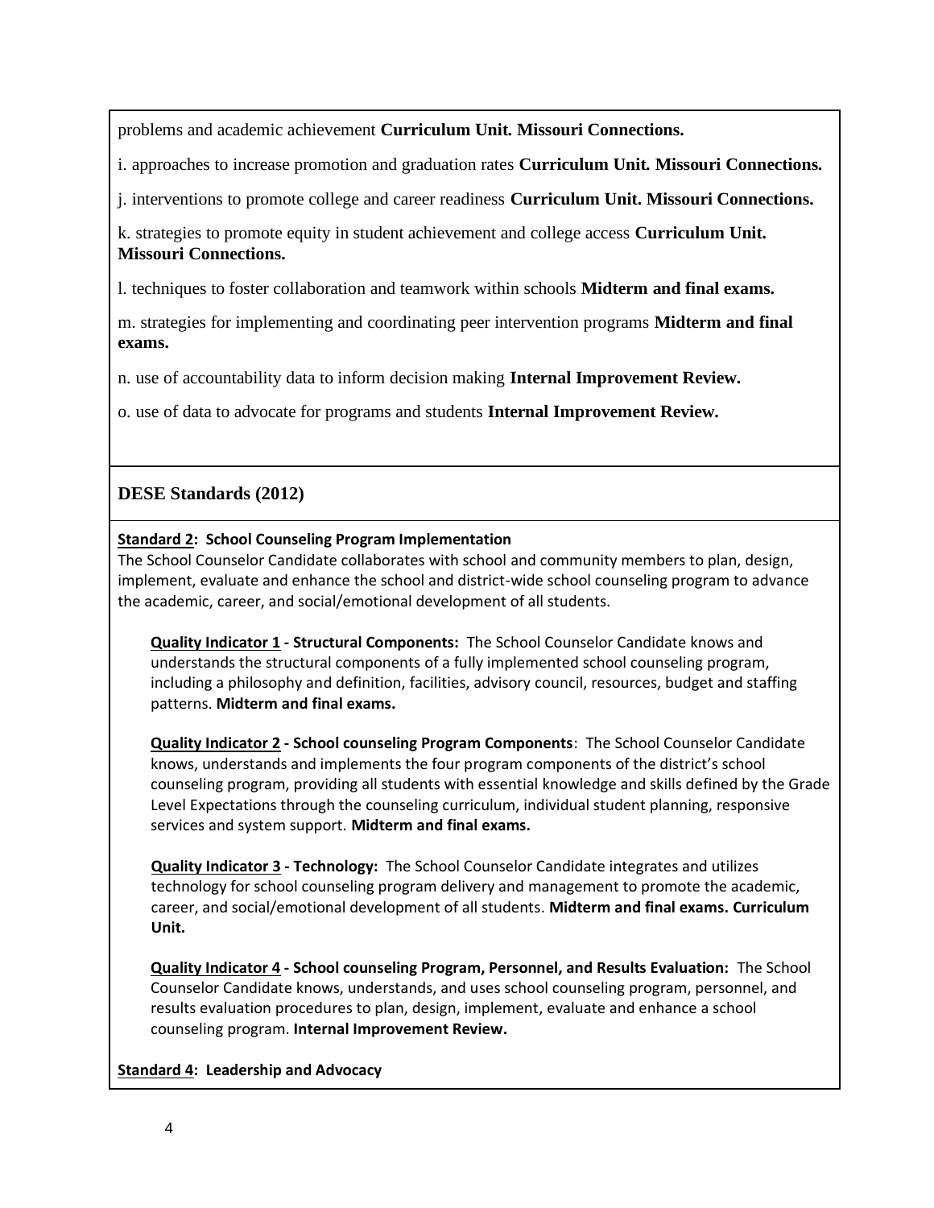problems and academic achievement **Curriculum Unit. Missouri Connections.**

i. approaches to increase promotion and graduation rates **Curriculum Unit. Missouri Connections.**

j. interventions to promote college and career readiness **Curriculum Unit. Missouri Connections.**

k. strategies to promote equity in student achievement and college access **Curriculum Unit. Missouri Connections.**

l. techniques to foster collaboration and teamwork within schools **Midterm and final exams.**

m. strategies for implementing and coordinating peer intervention programs **Midterm and final exams.**

n. use of accountability data to inform decision making **Internal Improvement Review.**

o. use of data to advocate for programs and students **Internal Improvement Review.**

## DESE Standards (2012)

**Standard 2: School Counseling Program Implementation**
The School Counselor Candidate collaborates with school and community members to plan, design, implement, evaluate and enhance the school and district-wide school counseling program to advance the academic, career, and social/emotional development of all students.

**Quality Indicator 1 - Structural Components:** The School Counselor Candidate knows and understands the structural components of a fully implemented school counseling program, including a philosophy and definition, facilities, advisory council, resources, budget and staffing patterns. **Midterm and final exams.**

**Quality Indicator 2 - School counseling Program Components**: The School Counselor Candidate knows, understands and implements the four program components of the district's school counseling program, providing all students with essential knowledge and skills defined by the Grade Level Expectations through the counseling curriculum, individual student planning, responsive services and system support. **Midterm and final exams.**

**Quality Indicator 3 - Technology:** The School Counselor Candidate integrates and utilizes technology for school counseling program delivery and management to promote the academic, career, and social/emotional development of all students. **Midterm and final exams. Curriculum Unit.**

**Quality Indicator 4 - School counseling Program, Personnel, and Results Evaluation:** The School Counselor Candidate knows, understands, and uses school counseling program, personnel, and results evaluation procedures to plan, design, implement, evaluate and enhance a school counseling program. **Internal Improvement Review.**

**Standard 4: Leadership and Advocacy**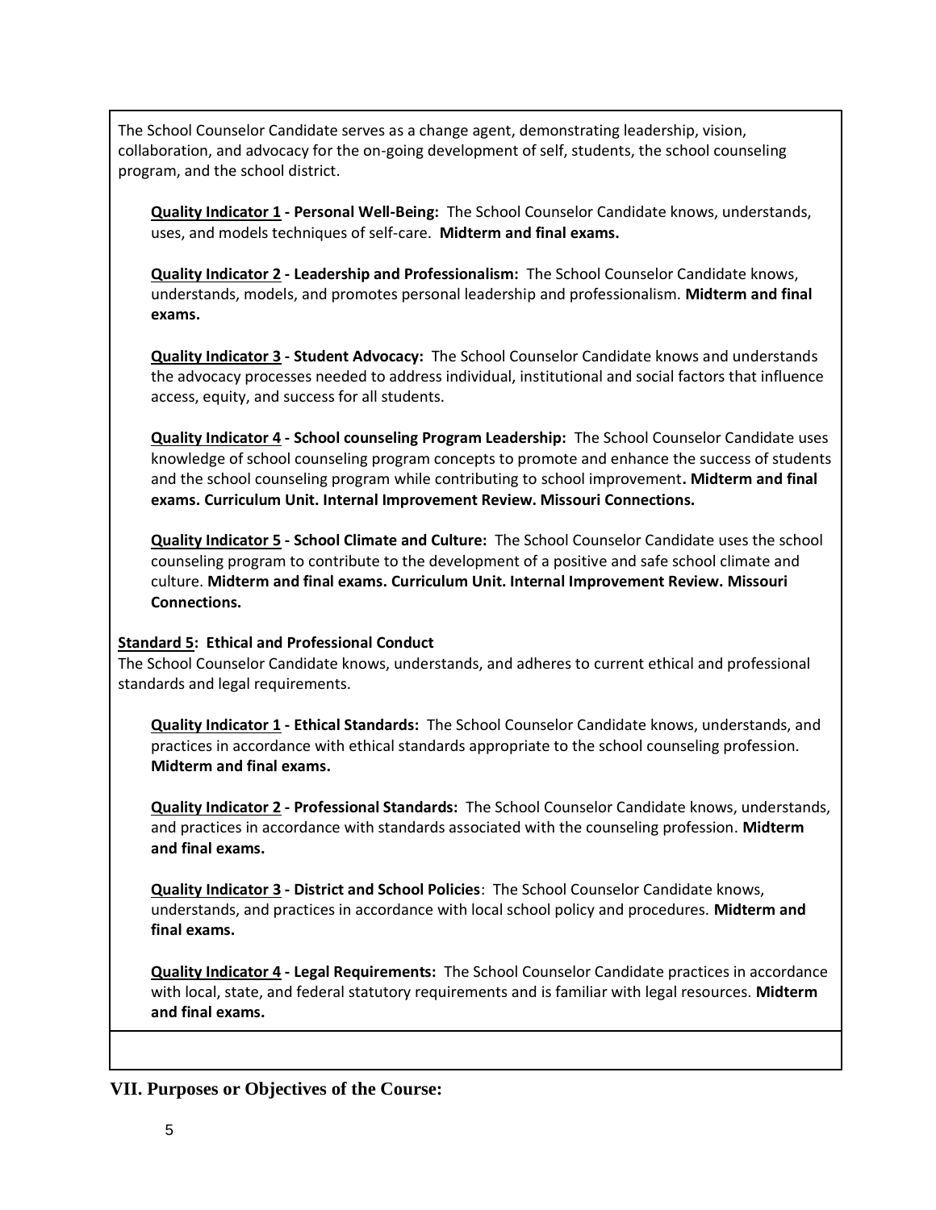The School Counselor Candidate serves as a change agent, demonstrating leadership, vision, collaboration, and advocacy for the on-going development of self, students, the school counseling program, and the school district.

**Quality Indicator 1 - Personal Well-Being:** The School Counselor Candidate knows, understands, uses, and models techniques of self-care. **Midterm and final exams.**

**Quality Indicator 2 - Leadership and Professionalism:** The School Counselor Candidate knows, understands, models, and promotes personal leadership and professionalism. **Midterm and final exams.**

**Quality Indicator 3 - Student Advocacy:** The School Counselor Candidate knows and understands the advocacy processes needed to address individual, institutional and social factors that influence access, equity, and success for all students.

**Quality Indicator 4 - School counseling Program Leadership:** The School Counselor Candidate uses knowledge of school counseling program concepts to promote and enhance the success of students and the school counseling program while contributing to school improvement**. Midterm and final exams. Curriculum Unit. Internal Improvement Review. Missouri Connections.**

**Quality Indicator 5 - School Climate and Culture:** The School Counselor Candidate uses the school counseling program to contribute to the development of a positive and safe school climate and culture. **Midterm and final exams. Curriculum Unit. Internal Improvement Review. Missouri Connections.**

**Standard 5: Ethical and Professional Conduct**

The School Counselor Candidate knows, understands, and adheres to current ethical and professional standards and legal requirements.

**Quality Indicator 1 - Ethical Standards:** The School Counselor Candidate knows, understands, and practices in accordance with ethical standards appropriate to the school counseling profession. **Midterm and final exams.**

**Quality Indicator 2 - Professional Standards:** The School Counselor Candidate knows, understands, and practices in accordance with standards associated with the counseling profession. **Midterm and final exams.**

**Quality Indicator 3 - District and School Policies**: The School Counselor Candidate knows, understands, and practices in accordance with local school policy and procedures. **Midterm and final exams.**

**Quality Indicator 4 - Legal Requirements:** The School Counselor Candidate practices in accordance with local, state, and federal statutory requirements and is familiar with legal resources. **Midterm and final exams.**

## VII. Purposes or Objectives of the Course: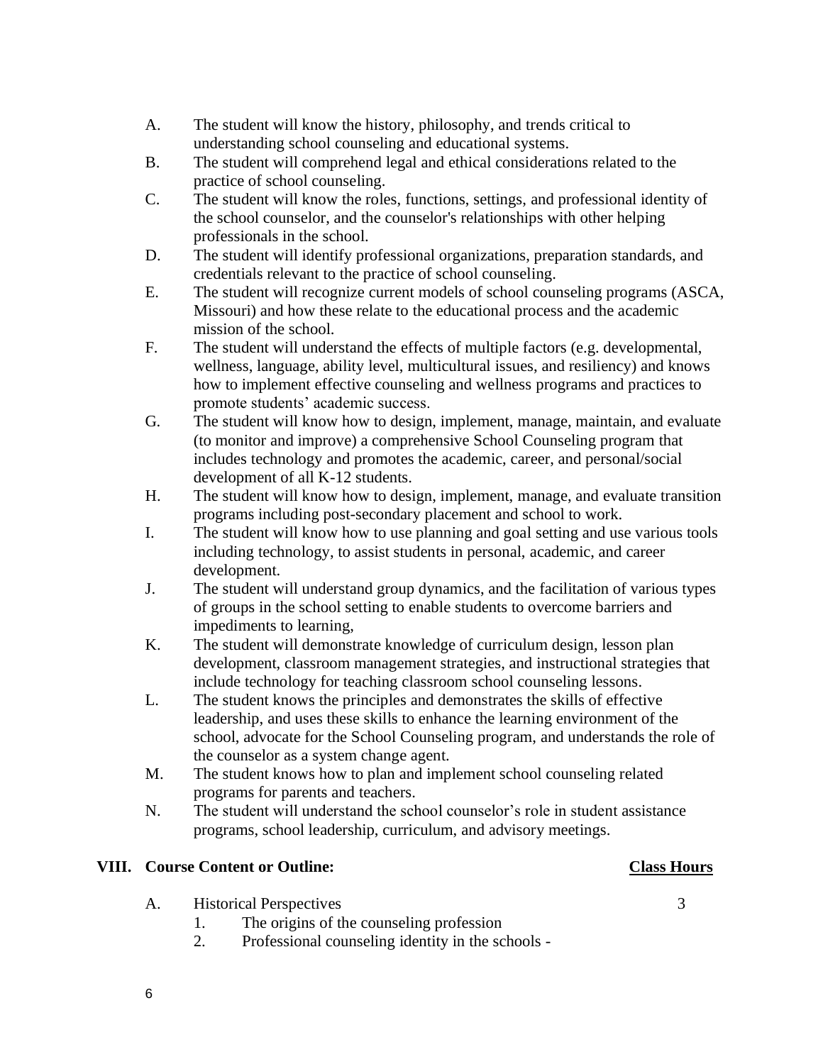A. The student will know the history, philosophy, and trends critical to understanding school counseling and educational systems.
B. The student will comprehend legal and ethical considerations related to the practice of school counseling.
C. The student will know the roles, functions, settings, and professional identity of the school counselor, and the counselor's relationships with other helping professionals in the school.
D. The student will identify professional organizations, preparation standards, and credentials relevant to the practice of school counseling.
E. The student will recognize current models of school counseling programs (ASCA, Missouri) and how these relate to the educational process and the academic mission of the school.
F. The student will understand the effects of multiple factors (e.g. developmental, wellness, language, ability level, multicultural issues, and resiliency) and knows how to implement effective counseling and wellness programs and practices to promote students' academic success.
G. The student will know how to design, implement, manage, maintain, and evaluate (to monitor and improve) a comprehensive School Counseling program that includes technology and promotes the academic, career, and personal/social development of all K-12 students.
H. The student will know how to design, implement, manage, and evaluate transition programs including post-secondary placement and school to work.
I. The student will know how to use planning and goal setting and use various tools including technology, to assist students in personal, academic, and career development.
J. The student will understand group dynamics, and the facilitation of various types of groups in the school setting to enable students to overcome barriers and impediments to learning,
K. The student will demonstrate knowledge of curriculum design, lesson plan development, classroom management strategies, and instructional strategies that include technology for teaching classroom school counseling lessons.
L. The student knows the principles and demonstrates the skills of effective leadership, and uses these skills to enhance the learning environment of the school, advocate for the School Counseling program, and understands the role of the counselor as a system change agent.
M. The student knows how to plan and implement school counseling related programs for parents and teachers.
N. The student will understand the school counselor's role in student assistance programs, school leadership, curriculum, and advisory meetings.

## VIII. Course Content or Outline: <u>**Class Hours**</u>

A. Historical Perspectives 3
   1. The origins of the counseling profession
   2. Professional counseling identity in the schools -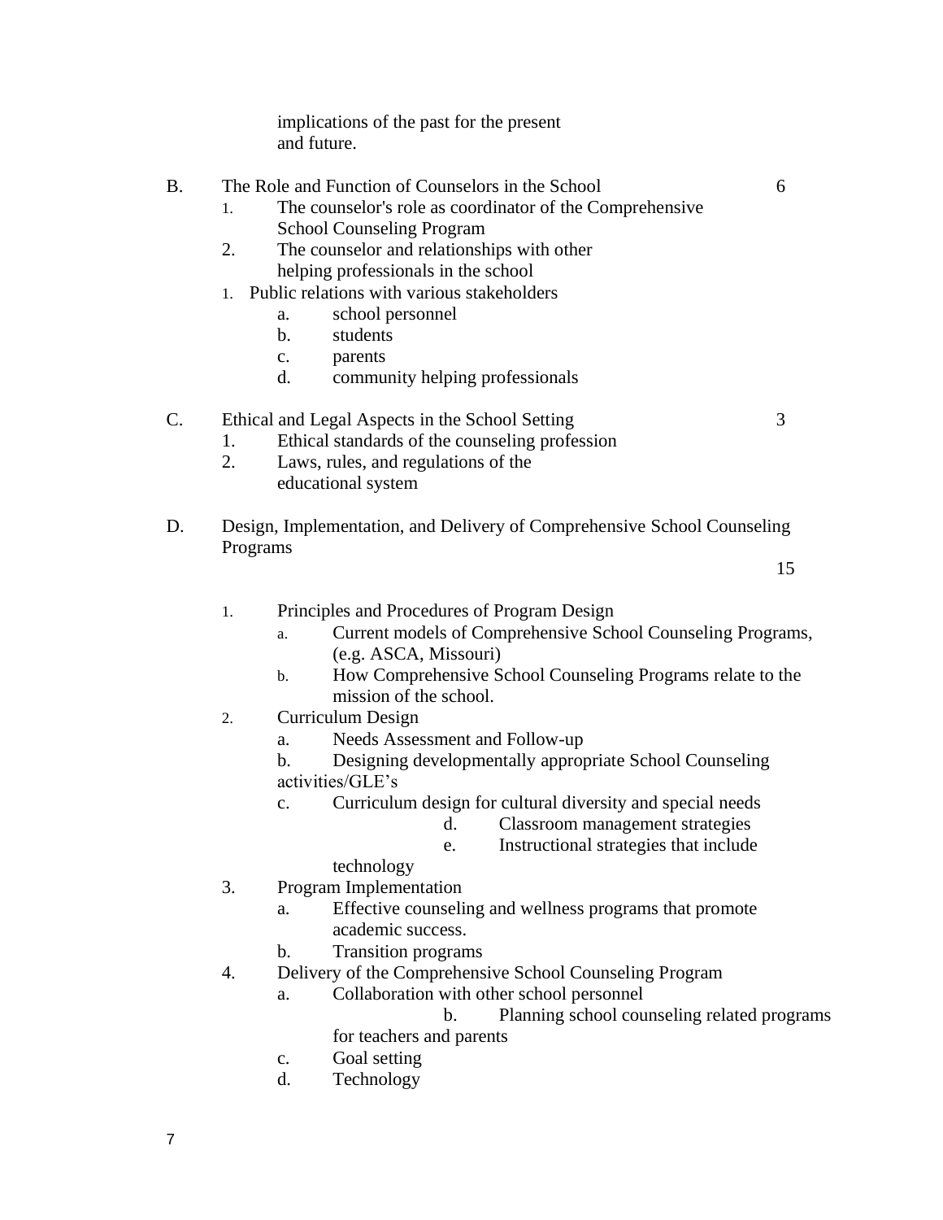implications of the past for the present and future.

B. The Role and Function of Counselors in the School — 6

1. The counselor's role as coordinator of the Comprehensive School Counseling Program
2. The counselor and relationships with other helping professionals in the school
1. Public relations with various stakeholders
    a. school personnel
    b. students
    c. parents
    d. community helping professionals

C. Ethical and Legal Aspects in the School Setting — 3

1. Ethical standards of the counseling profession
2. Laws, rules, and regulations of the educational system

D. Design, Implementation, and Delivery of Comprehensive School Counseling Programs — 15

1. Principles and Procedures of Program Design
    a. Current models of Comprehensive School Counseling Programs, (e.g. ASCA, Missouri)
    b. How Comprehensive School Counseling Programs relate to the mission of the school.
2. Curriculum Design
    a. Needs Assessment and Follow-up
    b. Designing developmentally appropriate School Counseling activities/GLE's
    c. Curriculum design for cultural diversity and special needs
    d. Classroom management strategies
    e. Instructional strategies that include technology
3. Program Implementation
    a. Effective counseling and wellness programs that promote academic success.
    b. Transition programs
4. Delivery of the Comprehensive School Counseling Program
    a. Collaboration with other school personnel
    b. Planning school counseling related programs for teachers and parents
    c. Goal setting
    d. Technology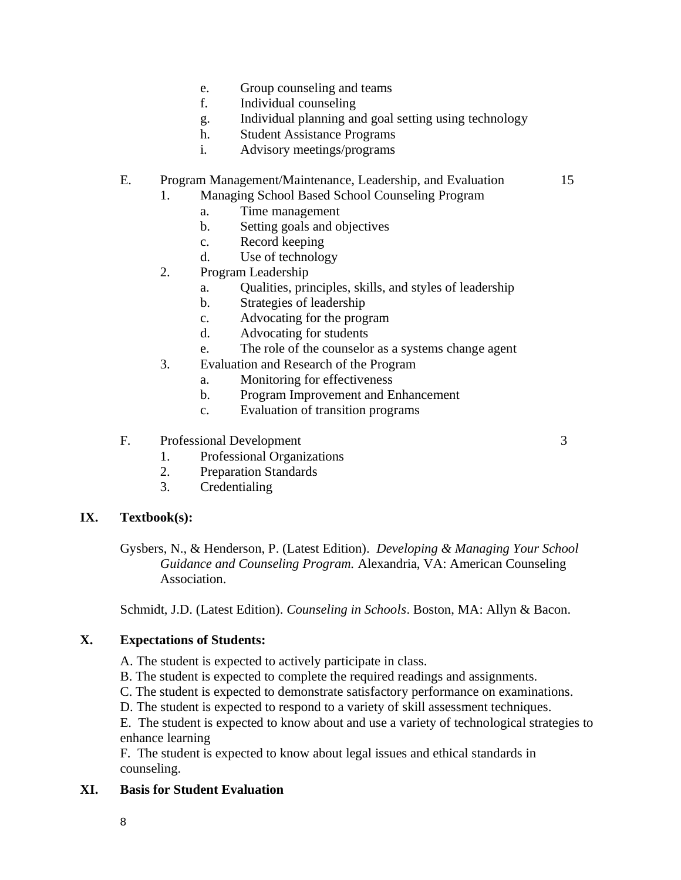e. Group counseling and teams
f. Individual counseling
g. Individual planning and goal setting using technology
h. Student Assistance Programs
i. Advisory meetings/programs

E. Program Management/Maintenance, Leadership, and Evaluation 15

1. Managing School Based School Counseling Program
    a. Time management
    b. Setting goals and objectives
    c. Record keeping
    d. Use of technology
2. Program Leadership
    a. Qualities, principles, skills, and styles of leadership
    b. Strategies of leadership
    c. Advocating for the program
    d. Advocating for students
    e. The role of the counselor as a systems change agent
3. Evaluation and Research of the Program
    a. Monitoring for effectiveness
    b. Program Improvement and Enhancement
    c. Evaluation of transition programs

F. Professional Development 3

1. Professional Organizations
2. Preparation Standards
3. Credentialing

## IX. Textbook(s):

Gysbers, N., & Henderson, P. (Latest Edition). *Developing & Managing Your School Guidance and Counseling Program.* Alexandria, VA: American Counseling Association.

Schmidt, J.D. (Latest Edition). *Counseling in Schools*. Boston, MA: Allyn & Bacon.

## X. Expectations of Students:

A. The student is expected to actively participate in class.
B. The student is expected to complete the required readings and assignments.
C. The student is expected to demonstrate satisfactory performance on examinations.
D. The student is expected to respond to a variety of skill assessment techniques.
E. The student is expected to know about and use a variety of technological strategies to enhance learning
F. The student is expected to know about legal issues and ethical standards in counseling.

## XI. Basis for Student Evaluation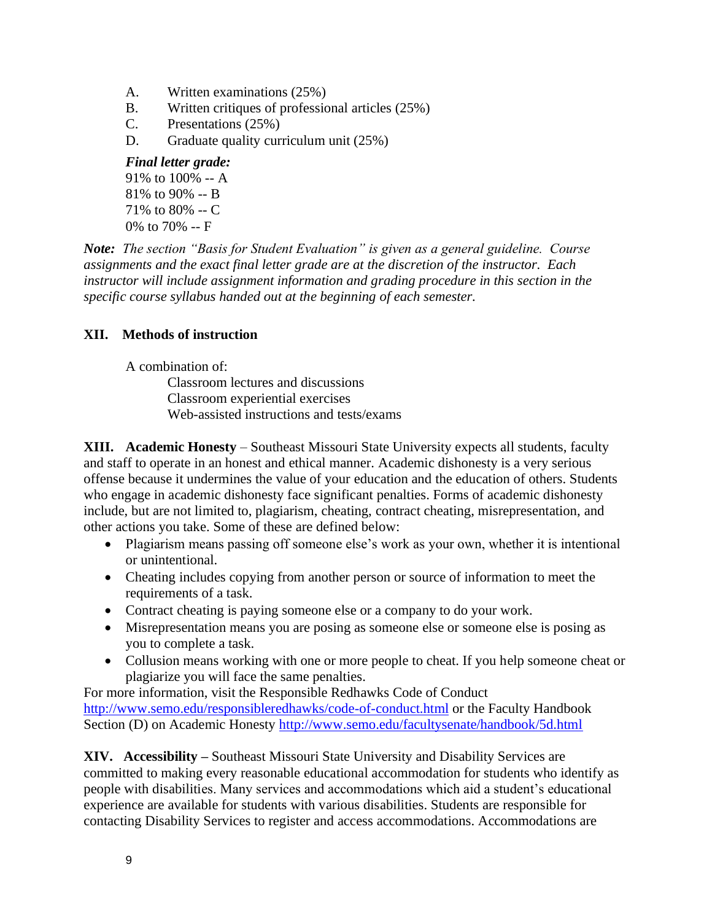A. Written examinations (25%)
B. Written critiques of professional articles (25%)
C. Presentations (25%)
D. Graduate quality curriculum unit (25%)

***Final letter grade:***
91% to 100% -- A
81% to 90% -- B
71% to 80% -- C
0% to 70% -- F

***Note:*** *The section "Basis for Student Evaluation" is given as a general guideline. Course assignments and the exact final letter grade are at the discretion of the instructor. Each instructor will include assignment information and grading procedure in this section in the specific course syllabus handed out at the beginning of each semester.*

## XII. Methods of instruction

A combination of:
- Classroom lectures and discussions
- Classroom experiential exercises
- Web-assisted instructions and tests/exams

**XIII. Academic Honesty** – Southeast Missouri State University expects all students, faculty and staff to operate in an honest and ethical manner. Academic dishonesty is a very serious offense because it undermines the value of your education and the education of others. Students who engage in academic dishonesty face significant penalties. Forms of academic dishonesty include, but are not limited to, plagiarism, cheating, contract cheating, misrepresentation, and other actions you take. Some of these are defined below:

- Plagiarism means passing off someone else's work as your own, whether it is intentional or unintentional.
- Cheating includes copying from another person or source of information to meet the requirements of a task.
- Contract cheating is paying someone else or a company to do your work.
- Misrepresentation means you are posing as someone else or someone else is posing as you to complete a task.
- Collusion means working with one or more people to cheat. If you help someone cheat or plagiarize you will face the same penalties.

For more information, visit the Responsible Redhawks Code of Conduct http://www.semo.edu/responsibleredhawks/code-of-conduct.html or the Faculty Handbook Section (D) on Academic Honesty http://www.semo.edu/facultysenate/handbook/5d.html

**XIV. Accessibility –** Southeast Missouri State University and Disability Services are committed to making every reasonable educational accommodation for students who identify as people with disabilities. Many services and accommodations which aid a student's educational experience are available for students with various disabilities. Students are responsible for contacting Disability Services to register and access accommodations. Accommodations are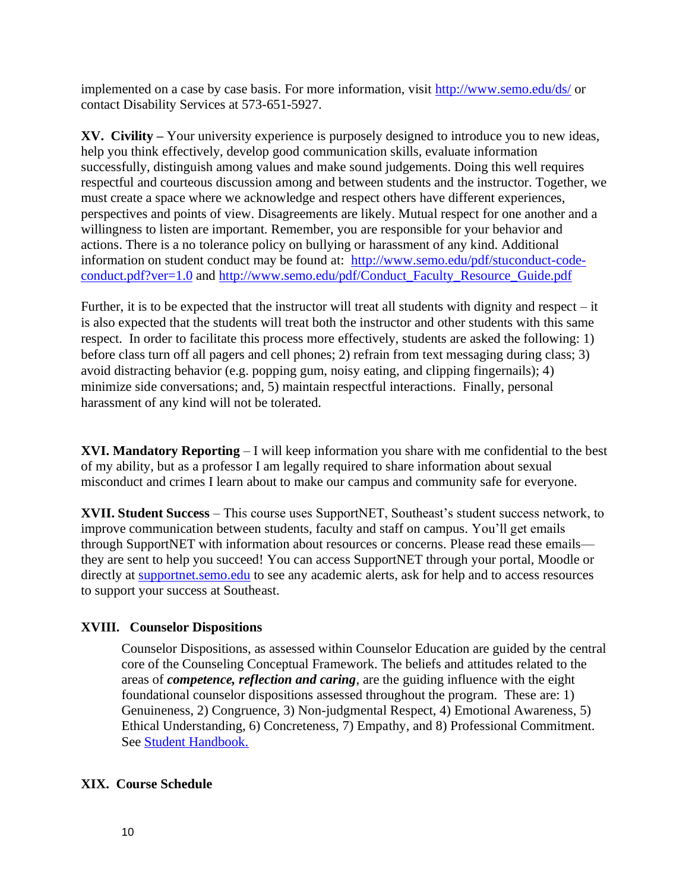implemented on a case by case basis. For more information, visit [http://www.semo.edu/ds/](http://www.semo.edu/ds/) or contact Disability Services at 573-651-5927.

**XV. Civility –** Your university experience is purposely designed to introduce you to new ideas, help you think effectively, develop good communication skills, evaluate information successfully, distinguish among values and make sound judgements. Doing this well requires respectful and courteous discussion among and between students and the instructor. Together, we must create a space where we acknowledge and respect others have different experiences, perspectives and points of view. Disagreements are likely. Mutual respect for one another and a willingness to listen are important. Remember, you are responsible for your behavior and actions. There is a no tolerance policy on bullying or harassment of any kind. Additional information on student conduct may be found at: [http://www.semo.edu/pdf/stuconduct-code-conduct.pdf?ver=1.0](http://www.semo.edu/pdf/stuconduct-code-conduct.pdf?ver=1.0) and [http://www.semo.edu/pdf/Conduct_Faculty_Resource_Guide.pdf](http://www.semo.edu/pdf/Conduct_Faculty_Resource_Guide.pdf)

Further, it is to be expected that the instructor will treat all students with dignity and respect – it is also expected that the students will treat both the instructor and other students with this same respect. In order to facilitate this process more effectively, students are asked the following: 1) before class turn off all pagers and cell phones; 2) refrain from text messaging during class; 3) avoid distracting behavior (e.g. popping gum, noisy eating, and clipping fingernails); 4) minimize side conversations; and, 5) maintain respectful interactions. Finally, personal harassment of any kind will not be tolerated.

**XVI. Mandatory Reporting** – I will keep information you share with me confidential to the best of my ability, but as a professor I am legally required to share information about sexual misconduct and crimes I learn about to make our campus and community safe for everyone.

**XVII. Student Success** – This course uses SupportNET, Southeast's student success network, to improve communication between students, faculty and staff on campus. You'll get emails through SupportNET with information about resources or concerns. Please read these emails—they are sent to help you succeed! You can access SupportNET through your portal, Moodle or directly at [supportnet.semo.edu](supportnet.semo.edu) to see any academic alerts, ask for help and to access resources to support your success at Southeast.

**XVIII. Counselor Dispositions**

Counselor Dispositions, as assessed within Counselor Education are guided by the central core of the Counseling Conceptual Framework. The beliefs and attitudes related to the areas of ***competence, reflection and caring***, are the guiding influence with the eight foundational counselor dispositions assessed throughout the program. These are: 1) Genuineness, 2) Congruence, 3) Non-judgmental Respect, 4) Emotional Awareness, 5) Ethical Understanding, 6) Concreteness, 7) Empathy, and 8) Professional Commitment. See [Student Handbook.]()

**XIX. Course Schedule**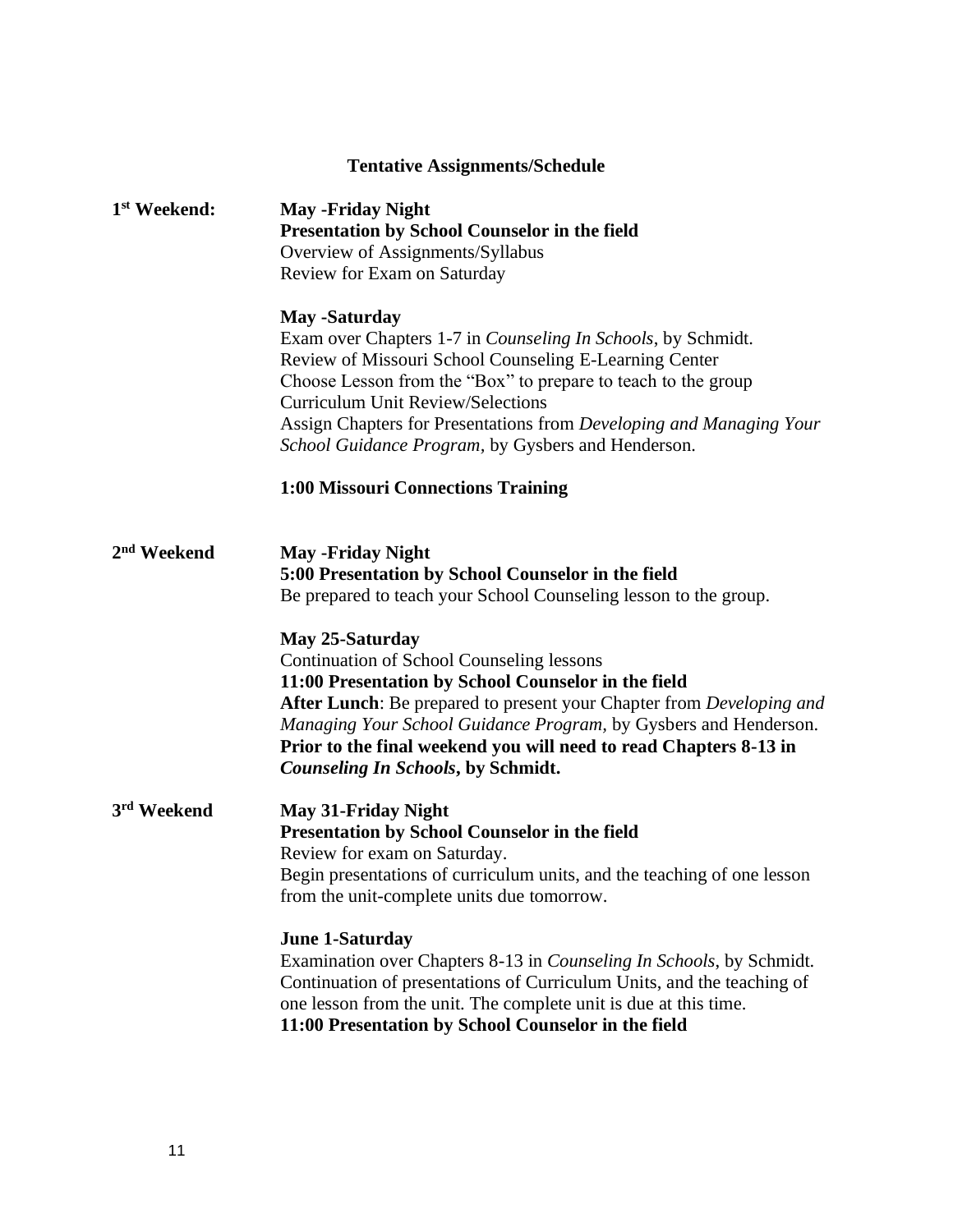## Tentative Assignments/Schedule

**1st Weekend:**

**May -Friday Night**
**Presentation by School Counselor in the field**
Overview of Assignments/Syllabus
Review for Exam on Saturday

**May -Saturday**
Exam over Chapters 1-7 in *Counseling In Schools*, by Schmidt.
Review of Missouri School Counseling E-Learning Center
Choose Lesson from the "Box" to prepare to teach to the group
Curriculum Unit Review/Selections
Assign Chapters for Presentations from *Developing and Managing Your School Guidance Program*, by Gysbers and Henderson.

**1:00 Missouri Connections Training**

**2nd Weekend**

**May -Friday Night**
**5:00 Presentation by School Counselor in the field**
Be prepared to teach your School Counseling lesson to the group.

**May 25-Saturday**
Continuation of School Counseling lessons
**11:00 Presentation by School Counselor in the field**
**After Lunch**: Be prepared to present your Chapter from *Developing and Managing Your School Guidance Program*, by Gysbers and Henderson.
**Prior to the final weekend you will need to read Chapters 8-13 in *Counseling In Schools*, by Schmidt.**

**3rd Weekend**

**May 31-Friday Night**
**Presentation by School Counselor in the field**
Review for exam on Saturday.
Begin presentations of curriculum units, and the teaching of one lesson from the unit-complete units due tomorrow.

**June 1-Saturday**
Examination over Chapters 8-13 in *Counseling In Schools*, by Schmidt.
Continuation of presentations of Curriculum Units, and the teaching of one lesson from the unit. The complete unit is due at this time.
**11:00 Presentation by School Counselor in the field**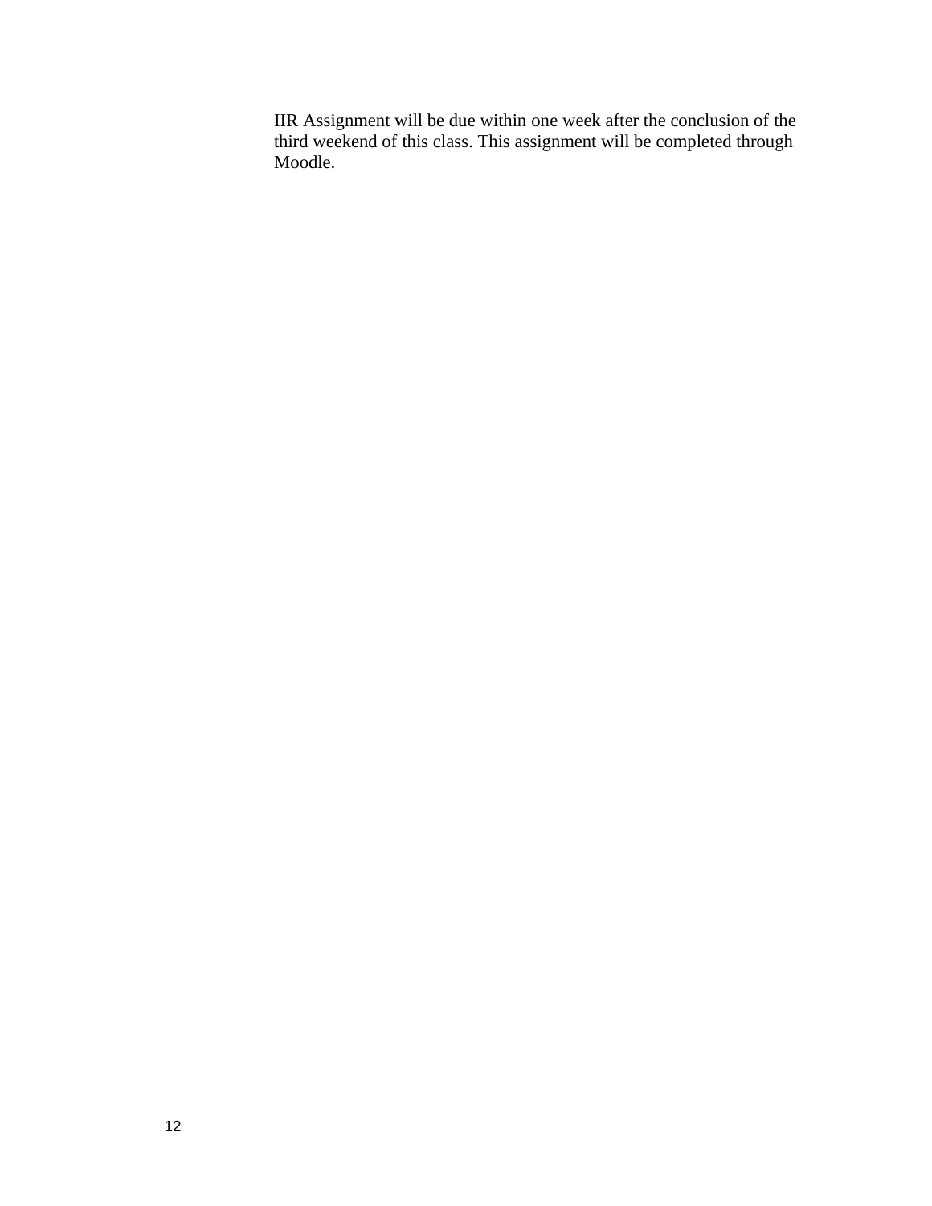IIR Assignment will be due within one week after the conclusion of the third weekend of this class. This assignment will be completed through Moodle.